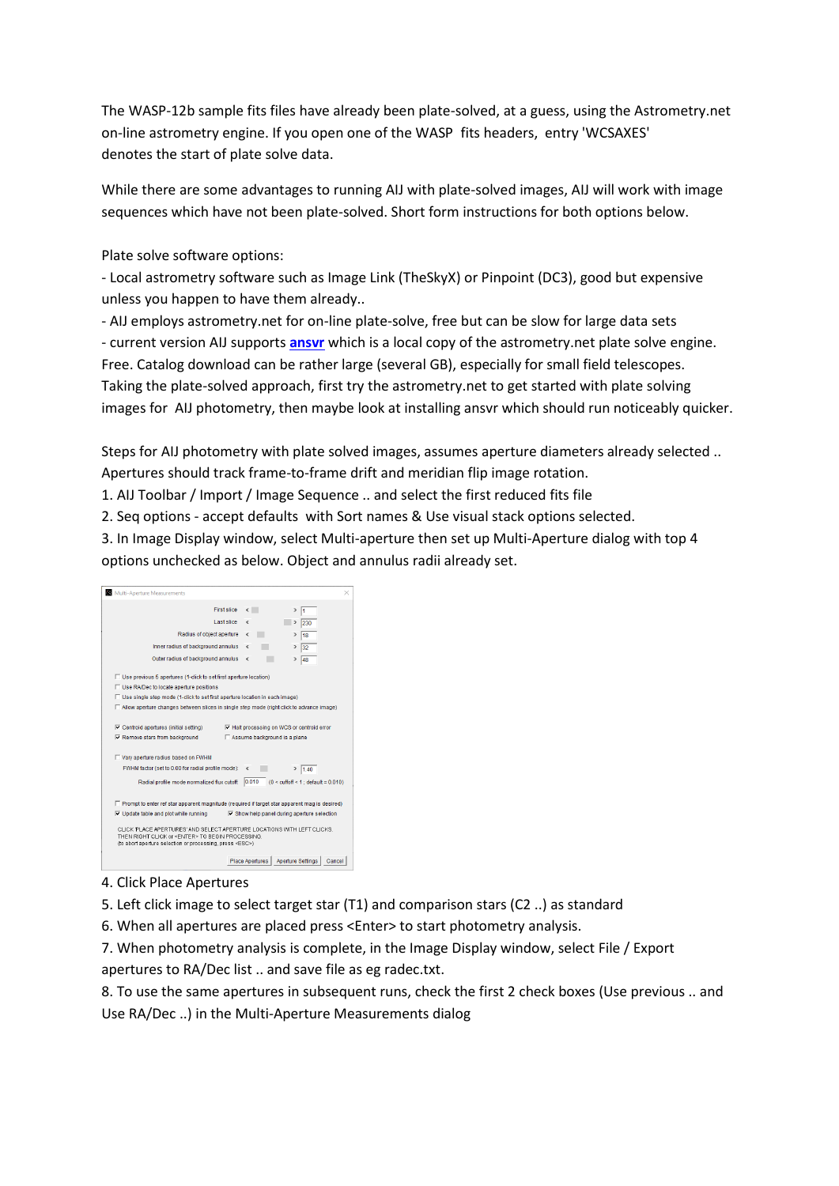The WASP-12b sample fits files have already been plate-solved, at a guess, using the Astrometry.net on-line astrometry engine. If you open one of the WASP fits headers, entry 'WCSAXES' denotes the start of plate solve data.

While there are some advantages to running AIJ with plate-solved images, AIJ will work with image sequences which have not been plate-solved. Short form instructions for both options below.

Plate solve software options:

- Local astrometry software such as Image Link (TheSkyX) or Pinpoint (DC3), good but expensive unless you happen to have them already..
- AIJ employs astrometry.net for on-line plate-solve, free but can be slow for large data sets
- current version AIJ supports **ansvr** which is a local copy of the astrometry.net plate solve engine. Free. Catalog download can be rather large (several GB), especially for small field telescopes.

Taking the plate-solved approach, first try the astrometry.net to get started with plate solving images for AIJ photometry, then maybe look at installing ansvr which should run noticeably quicker.

Steps for AIJ photometry with plate solved images, assumes aperture diameters already selected .. Apertures should track frame-to-frame drift and meridian flip image rotation.

1. AIJ Toolbar / Import / Image Sequence .. and select the first reduced fits file
2. Seq options - accept defaults with Sort names & Use visual stack options selected.
3. In Image Display window, select Multi-aperture then set up Multi-Aperture dialog with top 4 options unchecked as below. Object and annulus radii already set.
4. Click Place Apertures
5. Left click image to select target star (T1) and comparison stars (C2 ..) as standard
6. When all apertures are placed press <Enter> to start photometry analysis.
7. When photometry analysis is complete, in the Image Display window, select File / Export apertures to RA/Dec list .. and save file as eg radec.txt.
8. To use the same apertures in subsequent runs, check the first 2 check boxes (Use previous .. and Use RA/Dec ..) in the Multi-Aperture Measurements dialog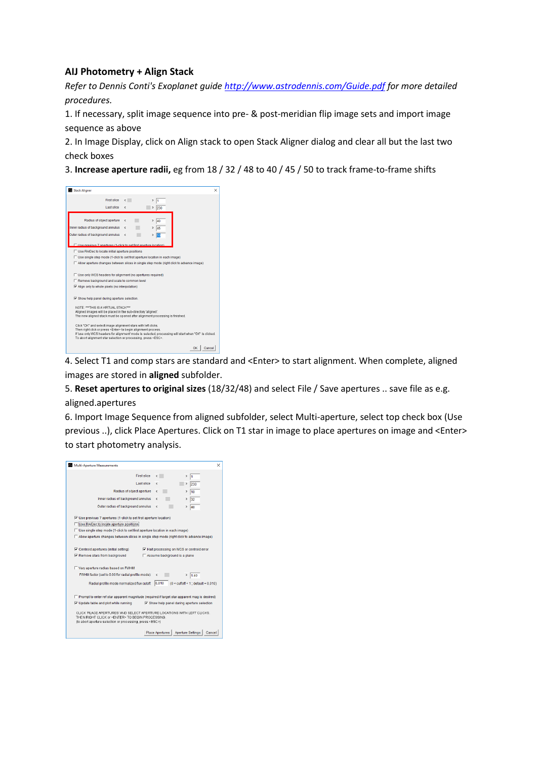**AIJ Photometry + Align Stack**

*Refer to Dennis Conti's Exoplanet guide [http://www.astrodennis.com/Guide.pdf](http://www.astrodennis.com/Guide.pdf) for more detailed procedures.*

1. If necessary, split image sequence into pre- & post-meridian flip image sets and import image sequence as above
2. In Image Display, click on Align stack to open Stack Aligner dialog and clear all but the last two check boxes
3. **Increase aperture radii,** eg from 18 / 32 / 48 to 40 / 45 / 50 to track frame-to-frame shifts

4. Select T1 and comp stars are standard and <Enter> to start alignment. When complete, aligned images are stored in **aligned** subfolder.
5. **Reset apertures to original sizes** (18/32/48) and select File / Save apertures .. save file as e.g. aligned.apertures
6. Import Image Sequence from aligned subfolder, select Multi-aperture, select top check box (Use previous ..), click Place Apertures. Click on T1 star in image to place apertures on image and <Enter> to start photometry analysis.